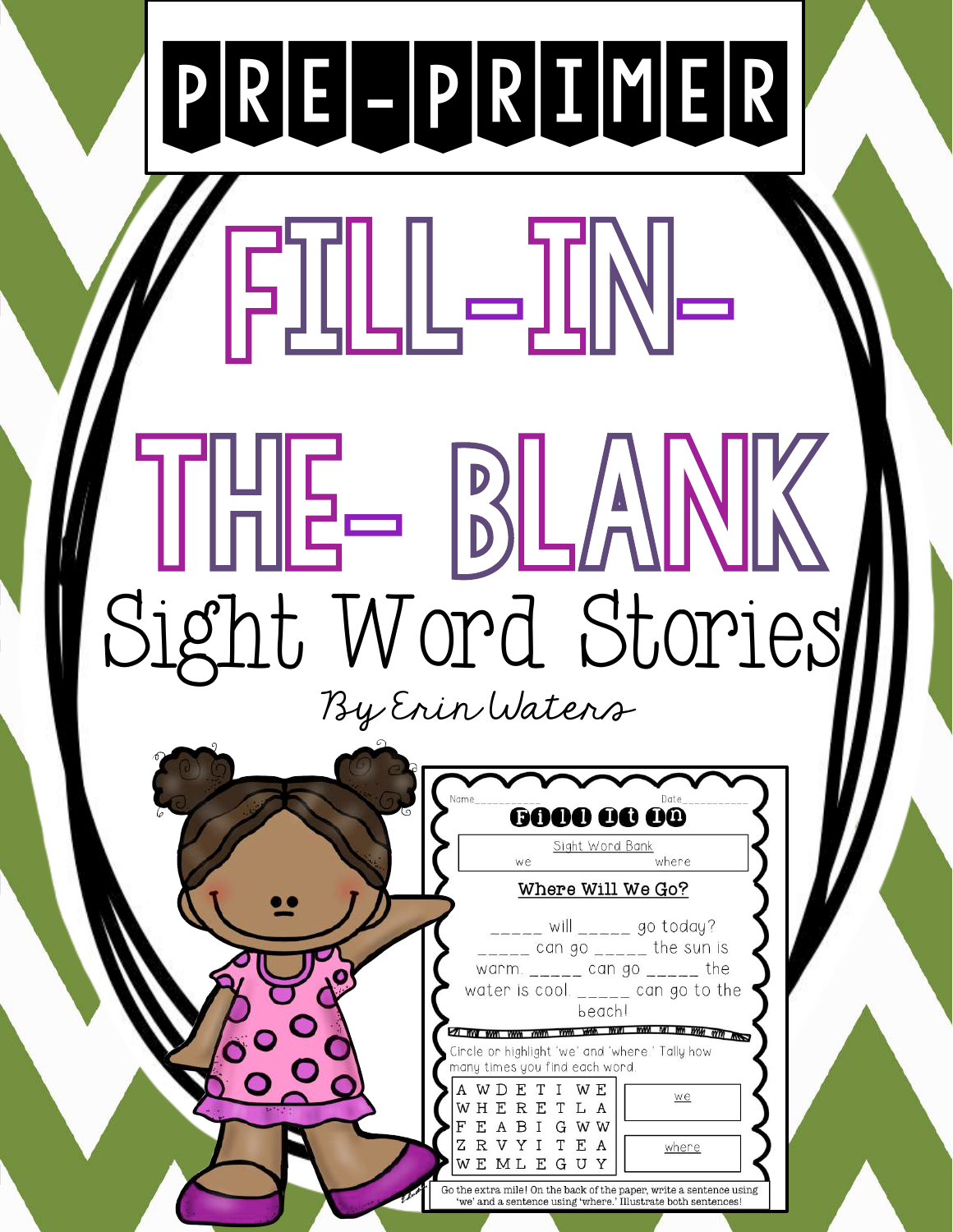# PRE-PRIMER

# FILL-IN-THE- BLANK

## Sight Word Stories

*By Erin Waters*

Name__________ Date__________

**Fill It In**

Sight Word Bank

we where

**Where Will We Go?**

_____ will _____ go today? _____ can go _____ the sun is warm. _____ can go _____ the water is cool. _____ can go to the beach!

Circle or highlight 'we' and 'where.' Tally how many times you find each word.

| | | | | | | | | |
|---|---|---|---|---|---|---|---|---|
| A | W | D | E | T | I | W | E | |
| W | H | E | R | E | T | L | A | |
| F | E | A | B | I | G | W | W | |
| Z | R | V | Y | I | T | E | A | |
| W | E | M | L | E | G | U | Y | |

we

where

Go the extra mile! On the back of the paper, write a sentence using 'we' and a sentence using 'where.' Illustrate both sentences!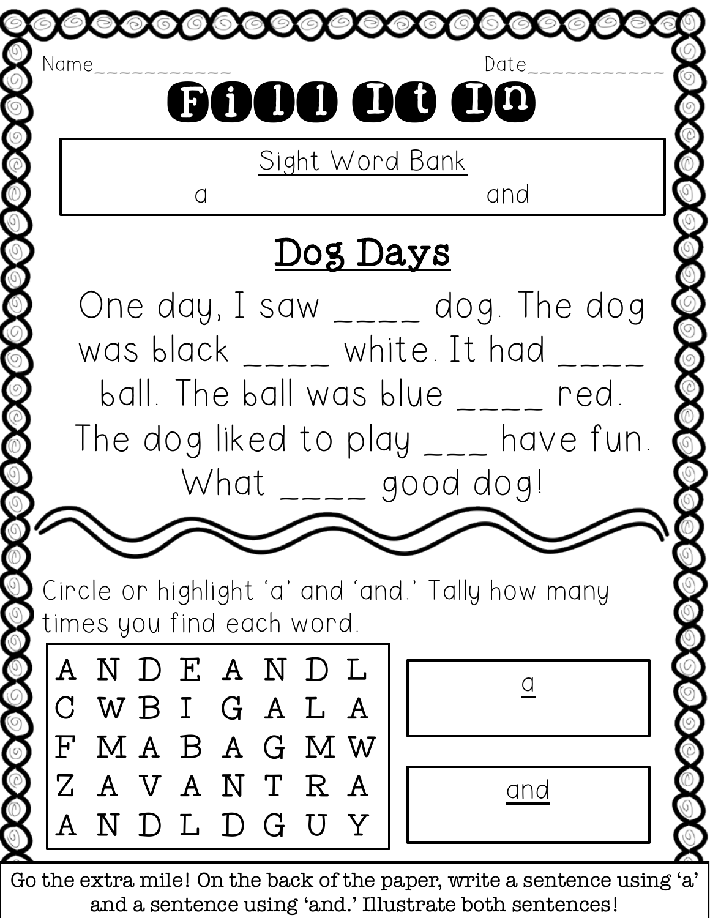Name___________ Date___________

# Fill It In

| Sight Word Bank | |
|---|---|
| a | and |

## Dog Days

One day, I saw ____ dog. The dog was black ____ white. It had ____ ball. The ball was blue ____ red. The dog liked to play ___ have fun. What ____ good dog!

Circle or highlight 'a' and 'and.' Tally how many times you find each word.

| | | | | | | | |
|---|---|---|---|---|---|---|---|
| A | N | D | E | A | N | D | L |
| C | W | B | I | G | A | L | A |
| F | M | A | B | A | G | M | W |
| Z | A | V | A | N | T | R | A |
| A | N | D | L | D | G | U | Y |

| a |
|---|
| |

| and |
|---|
| |

Go the extra mile! On the back of the paper, write a sentence using 'a' and a sentence using 'and.' Illustrate both sentences!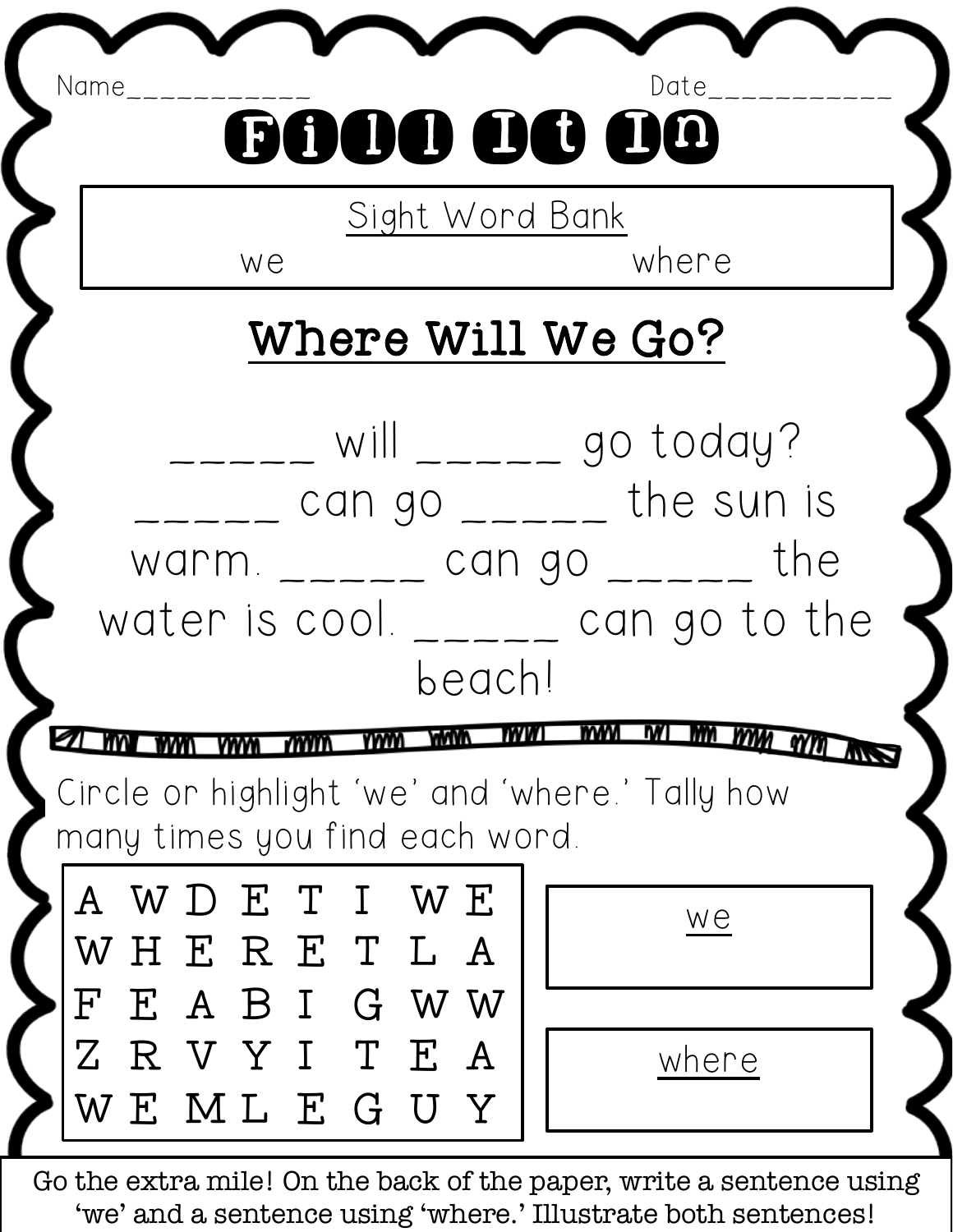Name___________ Date___________

# Fill It In

| Sight Word Bank | |
|---|---|
| we | where |

## Where Will We Go?

_____ will _____ go today? _____ can go _____ the sun is warm. _____ can go _____ the water is cool. _____ can go to the beach!

Circle or highlight 'we' and 'where.' Tally how many times you find each word.

| | | | | | | | |
|---|---|---|---|---|---|---|---|
| A | W | D | E | T | I | W | E |
| W | H | E | R | E | T | L | A |
| F | E | A | B | I | G | W | W |
| Z | R | V | Y | I | T | E | A |
| W | E | M | L | E | G | U | Y |

| we |
|---|
| |

| where |
|---|
| |

Go the extra mile! On the back of the paper, write a sentence using 'we' and a sentence using 'where.' Illustrate both sentences!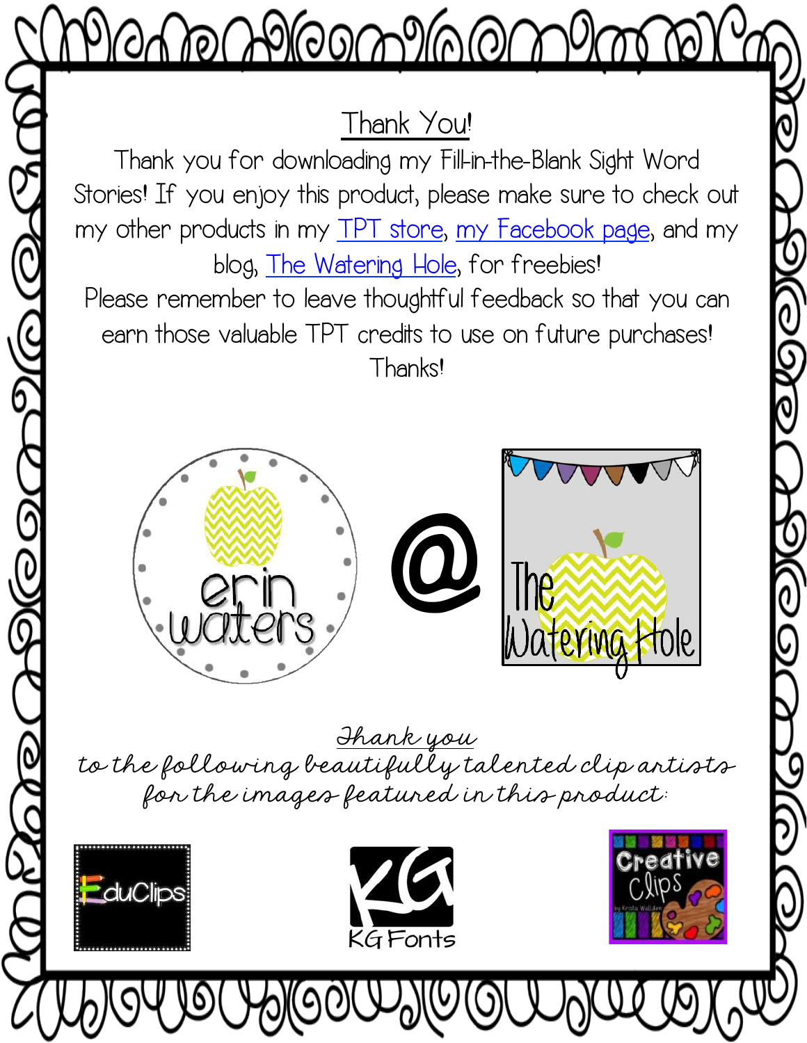## Thank You!

Thank you for downloading my Fill-in-the-Blank Sight Word Stories! If you enjoy this product, please make sure to check out my other products in my TPT store, my Facebook page, and my blog, The Watering Hole, for freebies!

Please remember to leave thoughtful feedback so that you can earn those valuable TPT credits to use on future purchases!

Thanks!

erin waters @ The Watering Hole

*Thank you*

*to the following beautifully talented clip artists for the images featured in this product:*

EduClips

KG Fonts

Creative Clips by Krista Wallden